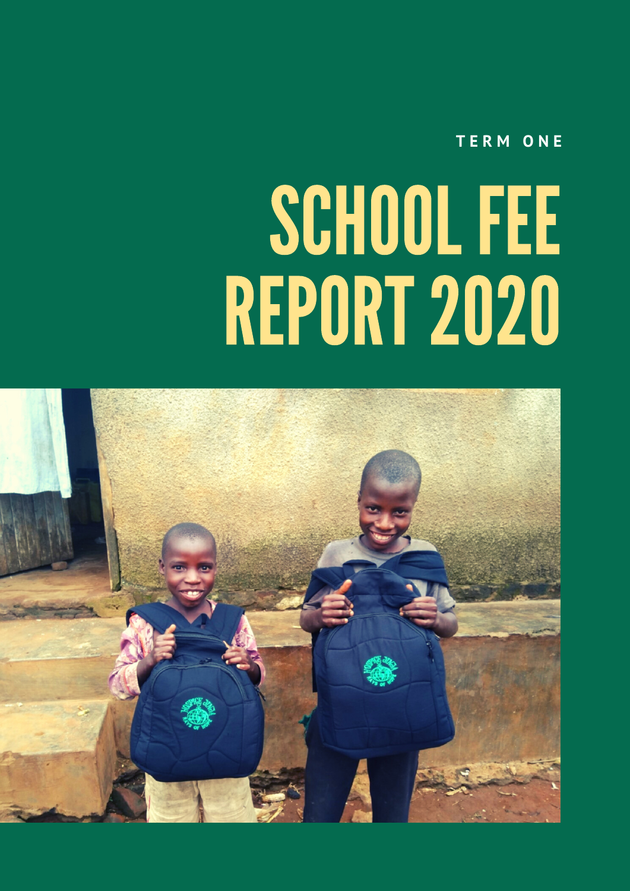TERM ONE

# SCHOOL FEE REPORT 2020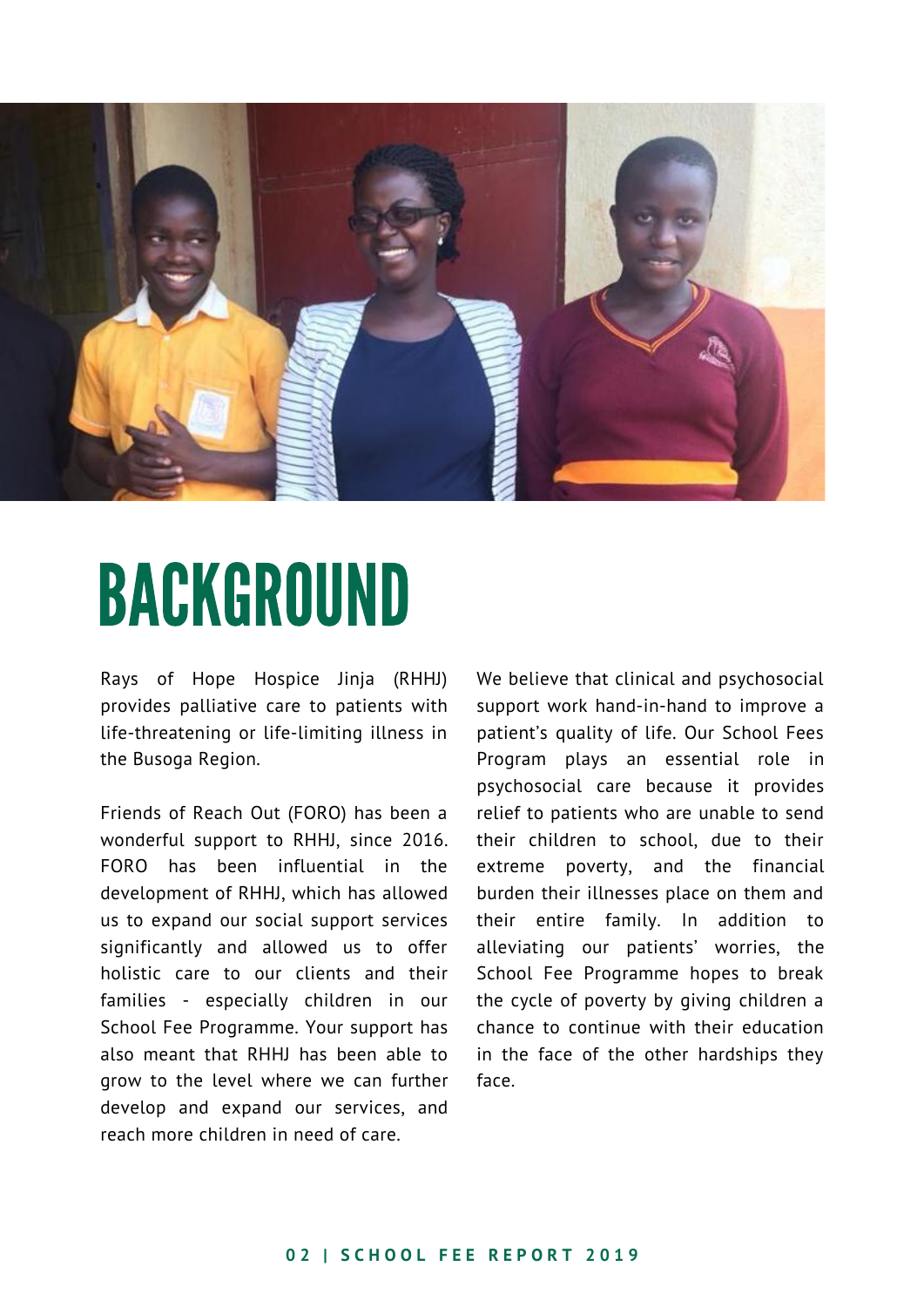# BACKGROUND

Rays of Hope Hospice Jinja (RHHJ) provides palliative care to patients with life-threatening or life-limiting illness in the Busoga Region.

Friends of Reach Out (FORO) has been a wonderful support to RHHJ, since 2016. FORO has been influential in the development of RHHJ, which has allowed us to expand our social support services significantly and allowed us to offer holistic care to our clients and their families - especially children in our School Fee Programme. Your support has also meant that RHHJ has been able to grow to the level where we can further develop and expand our services, and reach more children in need of care.

We believe that clinical and psychosocial support work hand-in-hand to improve a patient's quality of life. Our School Fees Program plays an essential role in psychosocial care because it provides relief to patients who are unable to send their children to school, due to their extreme poverty, and the financial burden their illnesses place on them and their entire family. In addition to alleviating our patients' worries, the School Fee Programme hopes to break the cycle of poverty by giving children a chance to continue with their education in the face of the other hardships they face.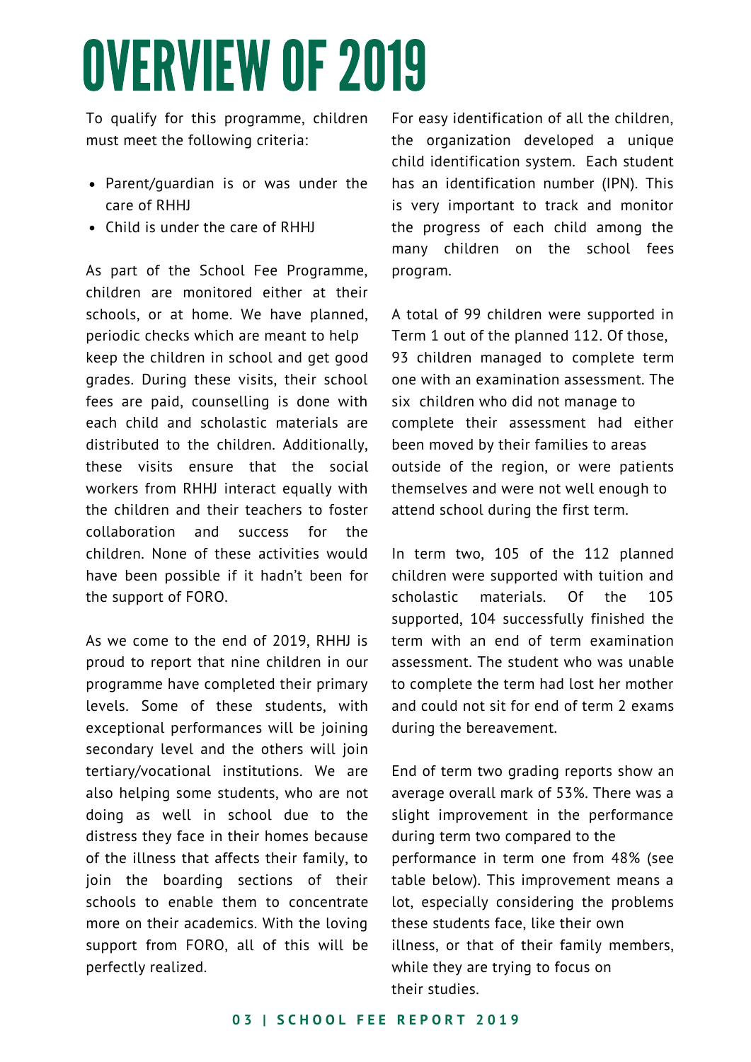# OVERVIEW OF 2019

To qualify for this programme, children must meet the following criteria:

- Parent/guardian is or was under the care of RHHJ
- Child is under the care of RHHJ

As part of the School Fee Programme, children are monitored either at their schools, or at home. We have planned, periodic checks which are meant to help keep the children in school and get good grades. During these visits, their school fees are paid, counselling is done with each child and scholastic materials are distributed to the children. Additionally, these visits ensure that the social workers from RHHJ interact equally with the children and their teachers to foster collaboration and success for the children. None of these activities would have been possible if it hadn't been for the support of FORO.

As we come to the end of 2019, RHHJ is proud to report that nine children in our programme have completed their primary levels. Some of these students, with exceptional performances will be joining secondary level and the others will join tertiary/vocational institutions. We are also helping some students, who are not doing as well in school due to the distress they face in their homes because of the illness that affects their family, to join the boarding sections of their schools to enable them to concentrate more on their academics. With the loving support from FORO, all of this will be perfectly realized.

For easy identification of all the children, the organization developed a unique child identification system. Each student has an identification number (IPN). This is very important to track and monitor the progress of each child among the many children on the school fees program.

A total of 99 children were supported in Term 1 out of the planned 112. Of those, 93 children managed to complete term one with an examination assessment. The six children who did not manage to complete their assessment had either been moved by their families to areas outside of the region, or were patients themselves and were not well enough to attend school during the first term.

In term two, 105 of the 112 planned children were supported with tuition and scholastic materials. Of the 105 supported, 104 successfully finished the term with an end of term examination assessment. The student who was unable to complete the term had lost her mother and could not sit for end of term 2 exams during the bereavement.

End of term two grading reports show an average overall mark of 53%. There was a slight improvement in the performance during term two compared to the performance in term one from 48% (see table below). This improvement means a lot, especially considering the problems these students face, like their own illness, or that of their family members, while they are trying to focus on their studies.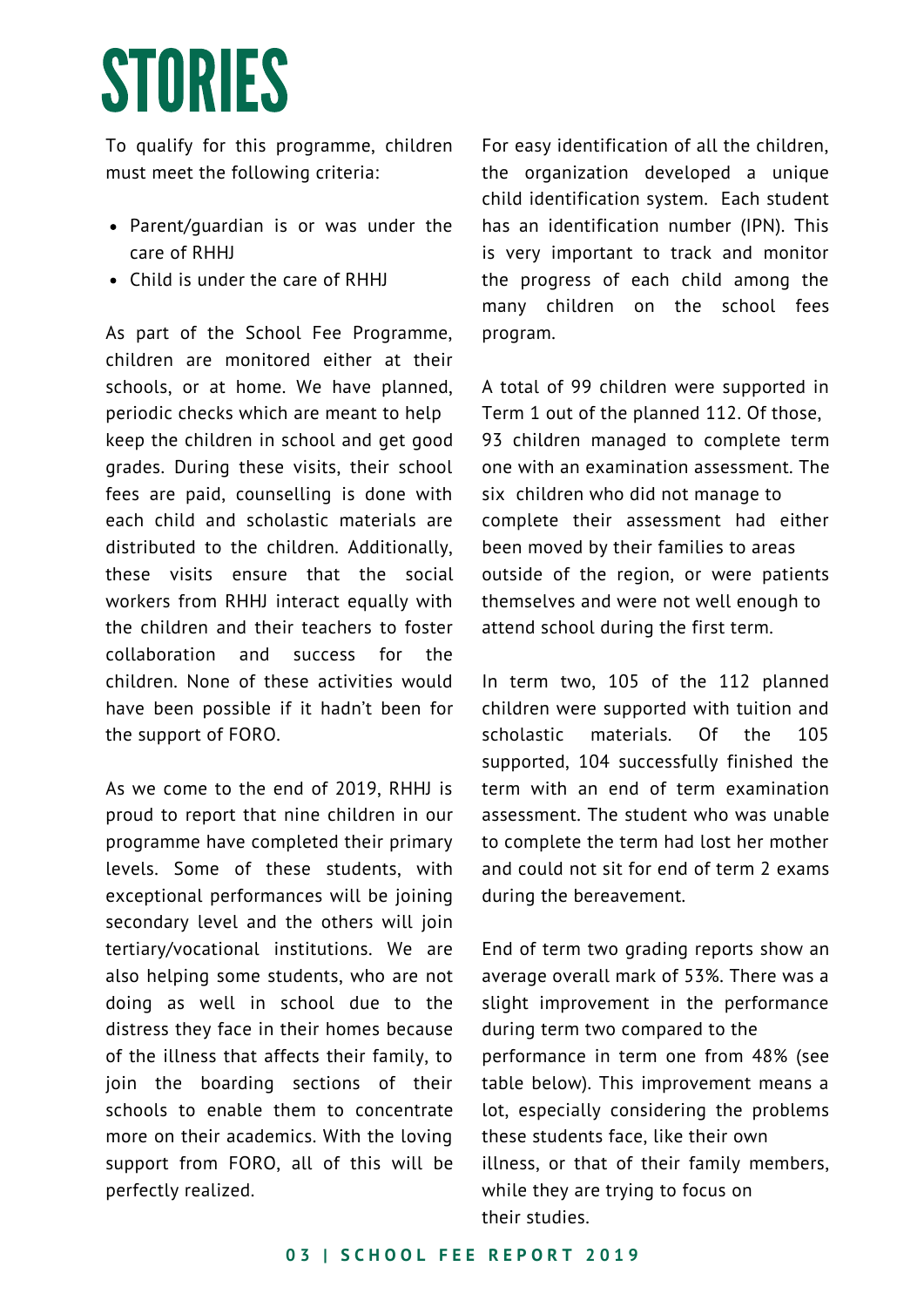# STORIES

To qualify for this programme, children must meet the following criteria:

- Parent/guardian is or was under the care of RHHJ
- Child is under the care of RHHJ

As part of the School Fee Programme, children are monitored either at their schools, or at home. We have planned, periodic checks which are meant to help keep the children in school and get good grades. During these visits, their school fees are paid, counselling is done with each child and scholastic materials are distributed to the children. Additionally, these visits ensure that the social workers from RHHJ interact equally with the children and their teachers to foster collaboration and success for the children. None of these activities would have been possible if it hadn't been for the support of FORO.

As we come to the end of 2019, RHHJ is proud to report that nine children in our programme have completed their primary levels. Some of these students, with exceptional performances will be joining secondary level and the others will join tertiary/vocational institutions. We are also helping some students, who are not doing as well in school due to the distress they face in their homes because of the illness that affects their family, to join the boarding sections of their schools to enable them to concentrate more on their academics. With the loving support from FORO, all of this will be perfectly realized.

For easy identification of all the children, the organization developed a unique child identification system. Each student has an identification number (IPN). This is very important to track and monitor the progress of each child among the many children on the school fees program.

A total of 99 children were supported in Term 1 out of the planned 112. Of those, 93 children managed to complete term one with an examination assessment. The six children who did not manage to complete their assessment had either been moved by their families to areas outside of the region, or were patients themselves and were not well enough to attend school during the first term.

In term two, 105 of the 112 planned children were supported with tuition and scholastic materials. Of the 105 supported, 104 successfully finished the term with an end of term examination assessment. The student who was unable to complete the term had lost her mother and could not sit for end of term 2 exams during the bereavement.

End of term two grading reports show an average overall mark of 53%. There was a slight improvement in the performance during term two compared to the performance in term one from 48% (see table below). This improvement means a lot, especially considering the problems these students face, like their own illness, or that of their family members, while they are trying to focus on their studies.